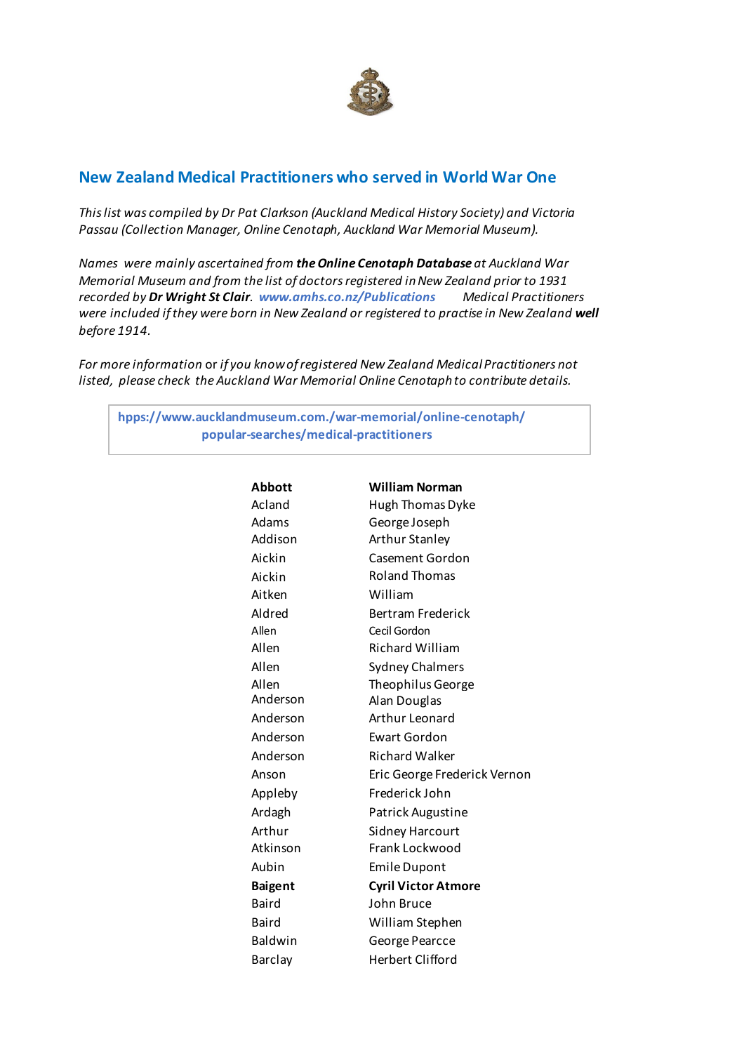## New Zealand Medical Practitioners who served in World War One

*This list was compiled by Dr Pat Clarkson (Auckland Medical History Society) and Victoria Passau (Collection Manager, Online Cenotaph, Auckland War Memorial Museum).*

*Names were mainly ascertained from **the Online Cenotaph Database** at Auckland War Memorial Museum and from the list of doctors registered in New Zealand prior to 1931 recorded by **Dr Wright St Clair**. www.amhs.co.nz/Publications Medical Practitioners were included if they were born in New Zealand or registered to practise in New Zealand **well** before 1914.*

*For more information* or *if you know of registered New Zealand Medical Practitioners not listed, please check the Auckland War Memorial Online Cenotaph to contribute details.*

**hpps://www.aucklandmuseum.com./war-memorial/online-cenotaph/popular-searches/medical-practitioners**

| | |
|---|---|
| **Abbott** | **William Norman** |
| Acland | Hugh Thomas Dyke |
| Adams | George Joseph |
| Addison | Arthur Stanley |
| Aickin | Casement Gordon |
| Aickin | Roland Thomas |
| Aitken | William |
| Aldred | Bertram Frederick |
| Allen | Cecil Gordon |
| Allen | Richard William |
| Allen | Sydney Chalmers |
| Allen | Theophilus George |
| Anderson | Alan Douglas |
| Anderson | Arthur Leonard |
| Anderson | Ewart Gordon |
| Anderson | Richard Walker |
| Anson | Eric George Frederick Vernon |
| Appleby | Frederick John |
| Ardagh | Patrick Augustine |
| Arthur | Sidney Harcourt |
| Atkinson | Frank Lockwood |
| Aubin | Emile Dupont |
| **Baigent** | **Cyril Victor Atmore** |
| Baird | John Bruce |
| Baird | William Stephen |
| Baldwin | George Pearcce |
| Barclay | Herbert Clifford |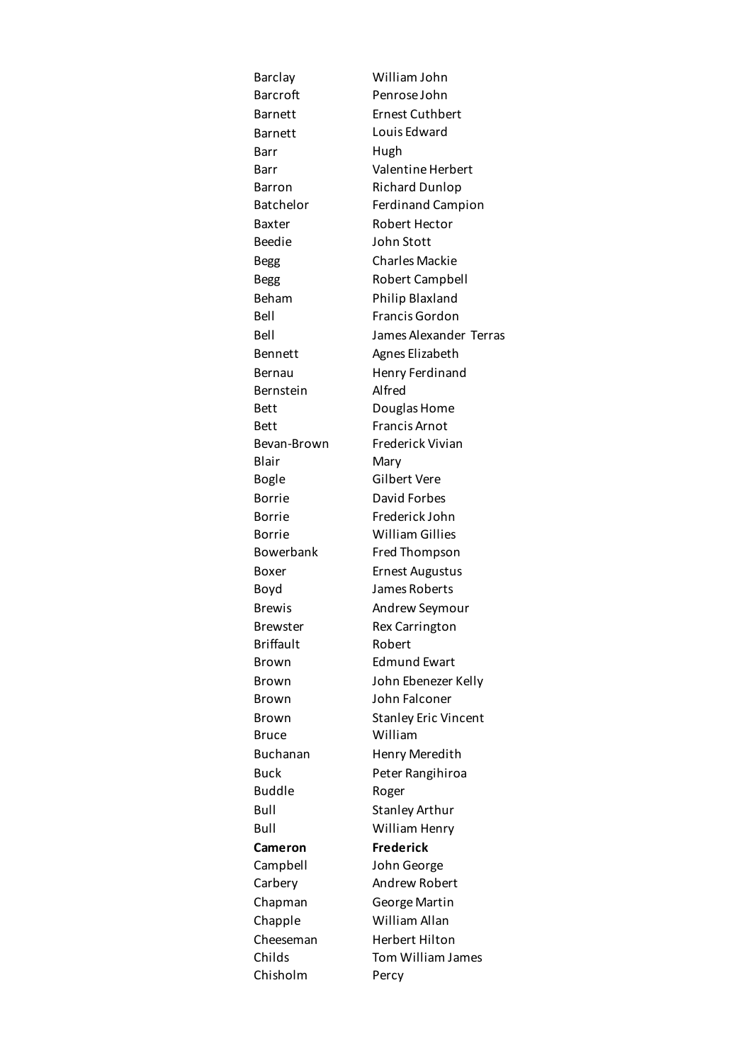| | |
|---|---|
| Barclay | William John |
| Barcroft | Penrose John |
| Barnett | Ernest Cuthbert |
| Barnett | Louis Edward |
| Barr | Hugh |
| Barr | Valentine Herbert |
| Barron | Richard Dunlop |
| Batchelor | Ferdinand Campion |
| Baxter | Robert Hector |
| Beedie | John Stott |
| Begg | Charles Mackie |
| Begg | Robert Campbell |
| Beham | Philip Blaxland |
| Bell | Francis Gordon |
| Bell | James Alexander Terras |
| Bennett | Agnes Elizabeth |
| Bernau | Henry Ferdinand |
| Bernstein | Alfred |
| Bett | Douglas Home |
| Bett | Francis Arnot |
| Bevan-Brown | Frederick Vivian |
| Blair | Mary |
| Bogle | Gilbert Vere |
| Borrie | David Forbes |
| Borrie | Frederick John |
| Borrie | William Gillies |
| Bowerbank | Fred Thompson |
| Boxer | Ernest Augustus |
| Boyd | James Roberts |
| Brewis | Andrew Seymour |
| Brewster | Rex Carrington |
| Briffault | Robert |
| Brown | Edmund Ewart |
| Brown | John Ebenezer Kelly |
| Brown | John Falconer |
| Brown | Stanley Eric Vincent |
| Bruce | William |
| Buchanan | Henry Meredith |
| Buck | Peter Rangihiroa |
| Buddle | Roger |
| Bull | Stanley Arthur |
| Bull | William Henry |
| **Cameron** | **Frederick** |
| Campbell | John George |
| Carbery | Andrew Robert |
| Chapman | George Martin |
| Chapple | William Allan |
| Cheeseman | Herbert Hilton |
| Childs | Tom William James |
| Chisholm | Percy |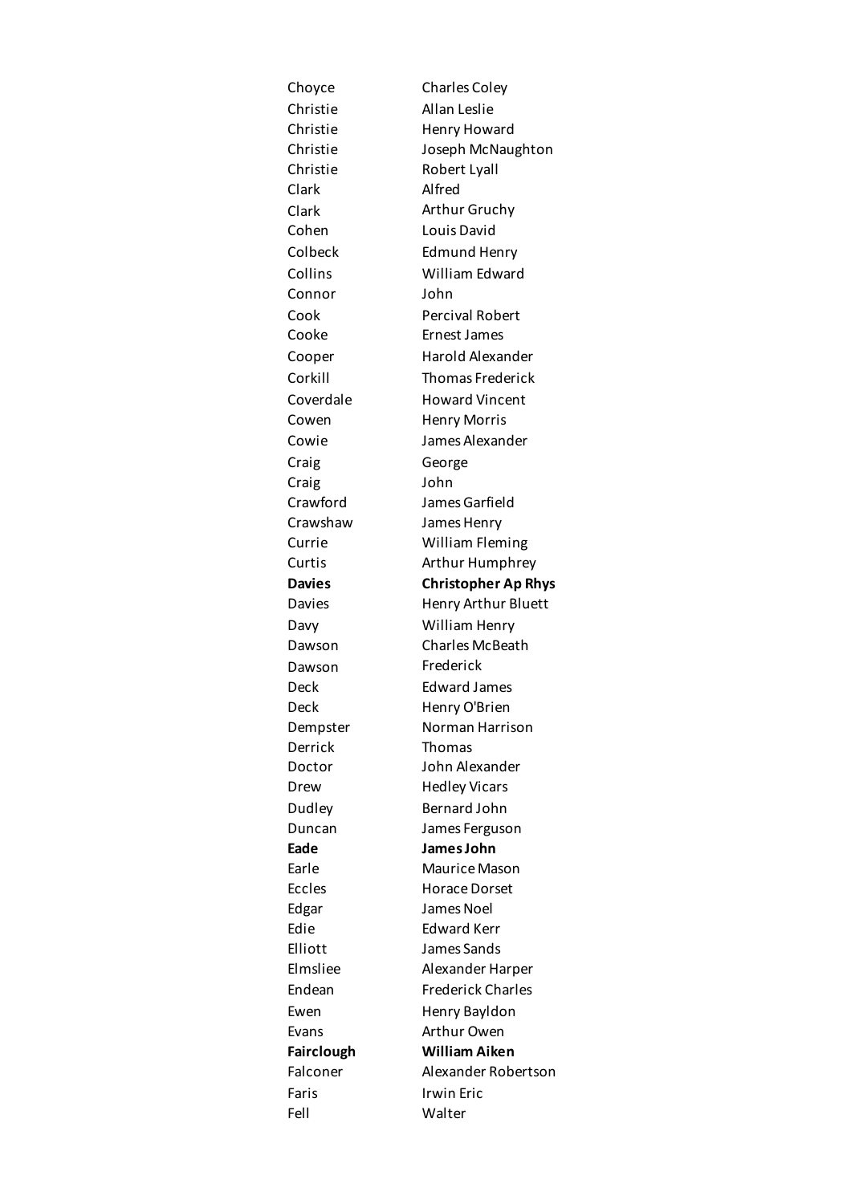| | |
|---|---|
| Choyce | Charles Coley |
| Christie | Allan Leslie |
| Christie | Henry Howard |
| Christie | Joseph McNaughton |
| Christie | Robert Lyall |
| Clark | Alfred |
| Clark | Arthur Gruchy |
| Cohen | Louis David |
| Colbeck | Edmund Henry |
| Collins | William Edward |
| Connor | John |
| Cook | Percival Robert |
| Cooke | Ernest James |
| Cooper | Harold Alexander |
| Corkill | Thomas Frederick |
| Coverdale | Howard Vincent |
| Cowen | Henry Morris |
| Cowie | James Alexander |
| Craig | George |
| Craig | John |
| Crawford | James Garfield |
| Crawshaw | James Henry |
| Currie | William Fleming |
| Curtis | Arthur Humphrey |
| **Davies** | **Christopher Ap Rhys** |
| Davies | Henry Arthur Bluett |
| Davy | William Henry |
| Dawson | Charles McBeath |
| Dawson | Frederick |
| Deck | Edward James |
| Deck | Henry O'Brien |
| Dempster | Norman Harrison |
| Derrick | Thomas |
| Doctor | John Alexander |
| Drew | Hedley Vicars |
| Dudley | Bernard John |
| Duncan | James Ferguson |
| **Eade** | **James John** |
| Earle | Maurice Mason |
| Eccles | Horace Dorset |
| Edgar | James Noel |
| Edie | Edward Kerr |
| Elliott | James Sands |
| Elmsliee | Alexander Harper |
| Endean | Frederick Charles |
| Ewen | Henry Bayldon |
| Evans | Arthur Owen |
| **Fairclough** | **William Aiken** |
| Falconer | Alexander Robertson |
| Faris | Irwin Eric |
| Fell | Walter |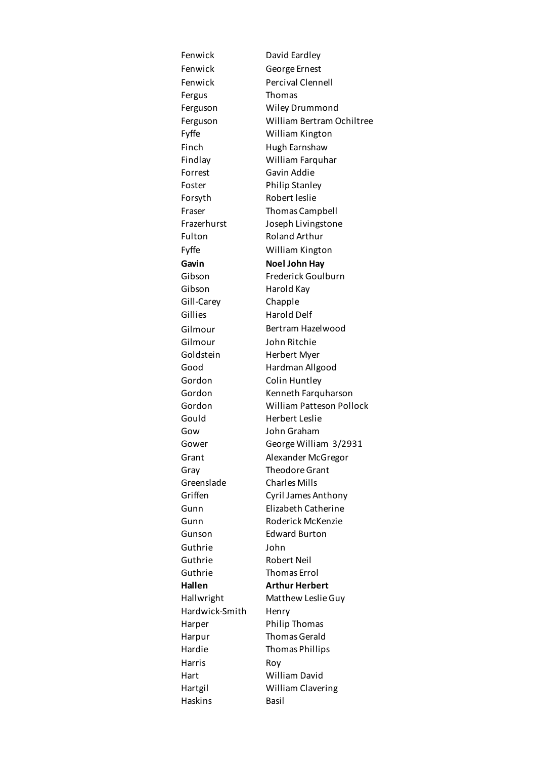| | |
|---|---|
| Fenwick | David Eardley |
| Fenwick | George Ernest |
| Fenwick | Percival Clennell |
| Fergus | Thomas |
| Ferguson | Wiley Drummond |
| Ferguson | William Bertram Ochiltree |
| Fyffe | William Kington |
| Finch | Hugh Earnshaw |
| Findlay | William Farquhar |
| Forrest | Gavin Addie |
| Foster | Philip Stanley |
| Forsyth | Robert leslie |
| Fraser | Thomas Campbell |
| Frazerhurst | Joseph Livingstone |
| Fulton | Roland Arthur |
| Fyffe | William Kington |
| **Gavin** | **Noel John Hay** |
| Gibson | Frederick Goulburn |
| Gibson | Harold Kay |
| Gill-Carey | Chapple |
| Gillies | Harold Delf |
| Gilmour | Bertram Hazelwood |
| Gilmour | John Ritchie |
| Goldstein | Herbert Myer |
| Good | Hardman Allgood |
| Gordon | Colin Huntley |
| Gordon | Kenneth Farquharson |
| Gordon | William Patteson Pollock |
| Gould | Herbert Leslie |
| Gow | John Graham |
| Gower | George William 3/2931 |
| Grant | Alexander McGregor |
| Gray | Theodore Grant |
| Greenslade | Charles Mills |
| Griffen | Cyril James Anthony |
| Gunn | Elizabeth Catherine |
| Gunn | Roderick McKenzie |
| Gunson | Edward Burton |
| Guthrie | John |
| Guthrie | Robert Neil |
| Guthrie | Thomas Errol |
| **Hallen** | **Arthur Herbert** |
| Hallwright | Matthew Leslie Guy |
| Hardwick-Smith | Henry |
| Harper | Philip Thomas |
| Harpur | Thomas Gerald |
| Hardie | Thomas Phillips |
| Harris | Roy |
| Hart | William David |
| Hartgil | William Clavering |
| Haskins | Basil |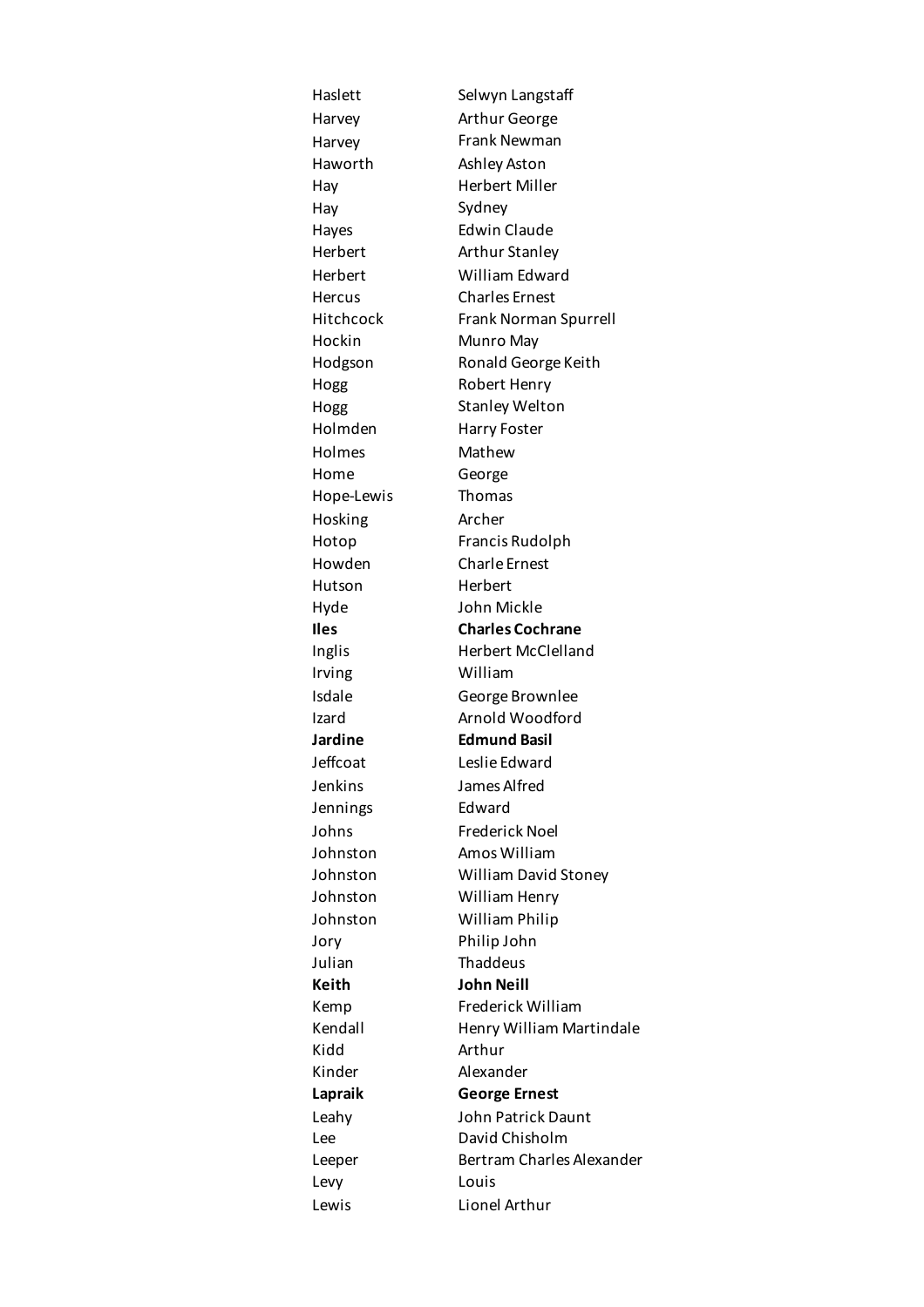| | |
|---|---|
| Haslett | Selwyn Langstaff |
| Harvey | Arthur George |
| Harvey | Frank Newman |
| Haworth | Ashley Aston |
| Hay | Herbert Miller |
| Hay | Sydney |
| Hayes | Edwin Claude |
| Herbert | Arthur Stanley |
| Herbert | William Edward |
| Hercus | Charles Ernest |
| Hitchcock | Frank Norman Spurrell |
| Hockin | Munro May |
| Hodgson | Ronald George Keith |
| Hogg | Robert Henry |
| Hogg | Stanley Welton |
| Holmden | Harry Foster |
| Holmes | Mathew |
| Home | George |
| Hope-Lewis | Thomas |
| Hosking | Archer |
| Hotop | Francis Rudolph |
| Howden | Charle Ernest |
| Hutson | Herbert |
| Hyde | John Mickle |
| **Iles** | **Charles Cochrane** |
| Inglis | Herbert McClelland |
| Irving | William |
| Isdale | George Brownlee |
| Izard | Arnold Woodford |
| **Jardine** | **Edmund Basil** |
| Jeffcoat | Leslie Edward |
| Jenkins | James Alfred |
| Jennings | Edward |
| Johns | Frederick Noel |
| Johnston | Amos William |
| Johnston | William David Stoney |
| Johnston | William Henry |
| Johnston | William Philip |
| Jory | Philip John |
| Julian | Thaddeus |
| **Keith** | **John Neill** |
| Kemp | Frederick William |
| Kendall | Henry William Martindale |
| Kidd | Arthur |
| Kinder | Alexander |
| **Lapraik** | **George Ernest** |
| Leahy | John Patrick Daunt |
| Lee | David Chisholm |
| Leeper | Bertram Charles Alexander |
| Levy | Louis |
| Lewis | Lionel Arthur |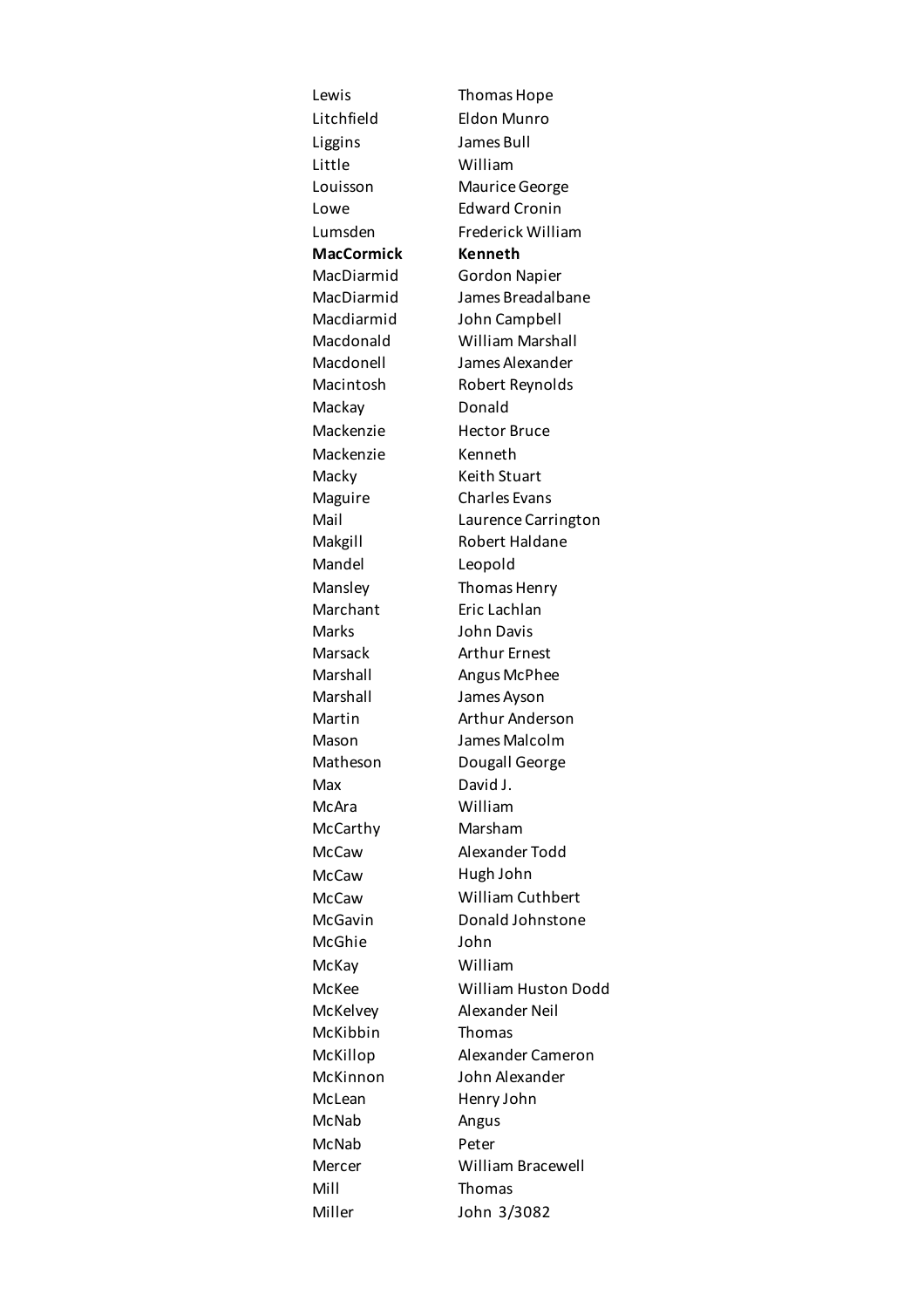| | |
|---|---|
| Lewis | Thomas Hope |
| Litchfield | Eldon Munro |
| Liggins | James Bull |
| Little | William |
| Louisson | Maurice George |
| Lowe | Edward Cronin |
| Lumsden | Frederick William |
| **MacCormick** | **Kenneth** |
| MacDiarmid | Gordon Napier |
| MacDiarmid | James Breadalbane |
| Macdiarmid | John Campbell |
| Macdonald | William Marshall |
| Macdonell | James Alexander |
| Macintosh | Robert Reynolds |
| Mackay | Donald |
| Mackenzie | Hector Bruce |
| Mackenzie | Kenneth |
| Macky | Keith Stuart |
| Maguire | Charles Evans |
| Mail | Laurence Carrington |
| Makgill | Robert Haldane |
| Mandel | Leopold |
| Mansley | Thomas Henry |
| Marchant | Eric Lachlan |
| Marks | John Davis |
| Marsack | Arthur Ernest |
| Marshall | Angus McPhee |
| Marshall | James Ayson |
| Martin | Arthur Anderson |
| Mason | James Malcolm |
| Matheson | Dougall George |
| Max | David J. |
| McAra | William |
| McCarthy | Marsham |
| McCaw | Alexander Todd |
| McCaw | Hugh John |
| McCaw | William Cuthbert |
| McGavin | Donald Johnstone |
| McGhie | John |
| McKay | William |
| McKee | William Huston Dodd |
| McKelvey | Alexander Neil |
| McKibbin | Thomas |
| McKillop | Alexander Cameron |
| McKinnon | John Alexander |
| McLean | Henry John |
| McNab | Angus |
| McNab | Peter |
| Mercer | William Bracewell |
| Mill | Thomas |
| Miller | John 3/3082 |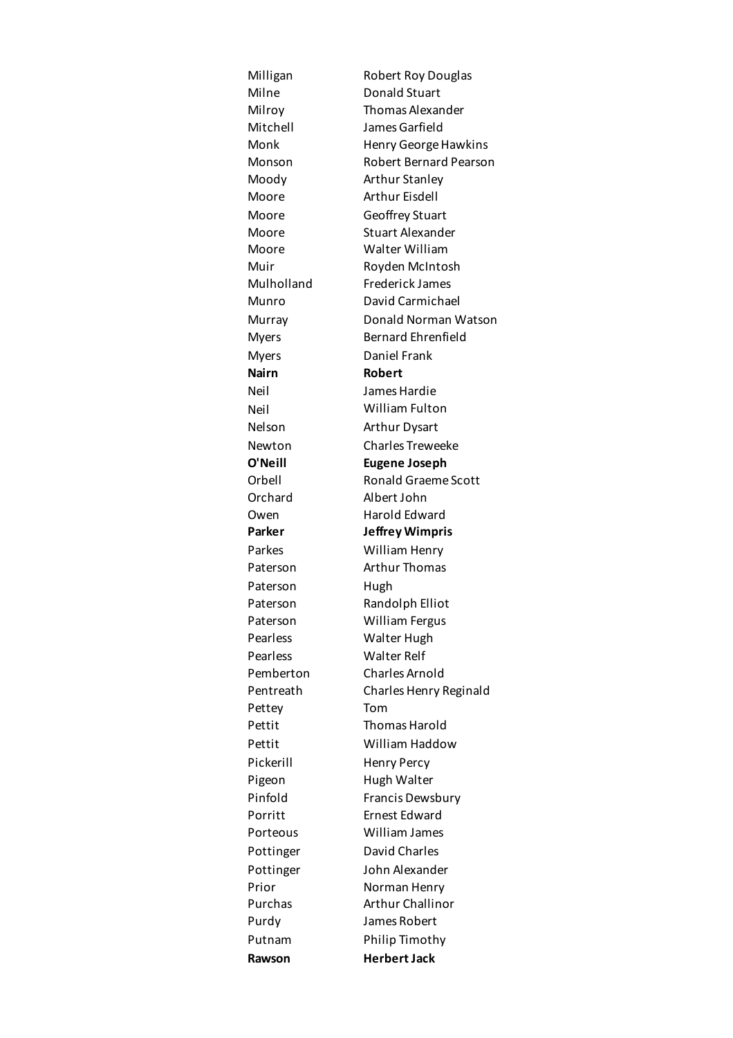| | |
|---|---|
| Milligan | Robert Roy Douglas |
| Milne | Donald Stuart |
| Milroy | Thomas Alexander |
| Mitchell | James Garfield |
| Monk | Henry George Hawkins |
| Monson | Robert Bernard Pearson |
| Moody | Arthur Stanley |
| Moore | Arthur Eisdell |
| Moore | Geoffrey Stuart |
| Moore | Stuart Alexander |
| Moore | Walter William |
| Muir | Royden McIntosh |
| Mulholland | Frederick James |
| Munro | David Carmichael |
| Murray | Donald Norman Watson |
| Myers | Bernard Ehrenfield |
| Myers | Daniel Frank |
| **Nairn** | **Robert** |
| Neil | James Hardie |
| Neil | William Fulton |
| Nelson | Arthur Dysart |
| Newton | Charles Treweeke |
| **O'Neill** | **Eugene Joseph** |
| Orbell | Ronald Graeme Scott |
| Orchard | Albert John |
| Owen | Harold Edward |
| **Parker** | **Jeffrey Wimpris** |
| Parkes | William Henry |
| Paterson | Arthur Thomas |
| Paterson | Hugh |
| Paterson | Randolph Elliot |
| Paterson | William Fergus |
| Pearless | Walter Hugh |
| Pearless | Walter Relf |
| Pemberton | Charles Arnold |
| Pentreath | Charles Henry Reginald |
| Pettey | Tom |
| Pettit | Thomas Harold |
| Pettit | William Haddow |
| Pickerill | Henry Percy |
| Pigeon | Hugh Walter |
| Pinfold | Francis Dewsbury |
| Porritt | Ernest Edward |
| Porteous | William James |
| Pottinger | David Charles |
| Pottinger | John Alexander |
| Prior | Norman Henry |
| Purchas | Arthur Challinor |
| Purdy | James Robert |
| Putnam | Philip Timothy |
| **Rawson** | **Herbert Jack** |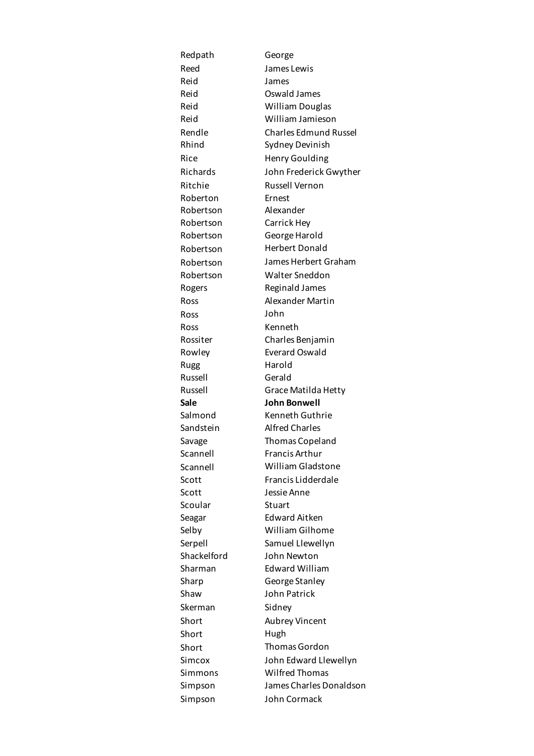| | |
|---|---|
| Redpath | George |
| Reed | James Lewis |
| Reid | James |
| Reid | Oswald James |
| Reid | William Douglas |
| Reid | William Jamieson |
| Rendle | Charles Edmund Russel |
| Rhind | Sydney Devinish |
| Rice | Henry Goulding |
| Richards | John Frederick Gwyther |
| Ritchie | Russell Vernon |
| Roberton | Ernest |
| Robertson | Alexander |
| Robertson | Carrick Hey |
| Robertson | George Harold |
| Robertson | Herbert Donald |
| Robertson | James Herbert Graham |
| Robertson | Walter Sneddon |
| Rogers | Reginald James |
| Ross | Alexander Martin |
| Ross | John |
| Ross | Kenneth |
| Rossiter | Charles Benjamin |
| Rowley | Everard Oswald |
| Rugg | Harold |
| Russell | Gerald |
| Russell | Grace Matilda Hetty |
| **Sale** | **John Bonwell** |
| Salmond | Kenneth Guthrie |
| Sandstein | Alfred Charles |
| Savage | Thomas Copeland |
| Scannell | Francis Arthur |
| Scannell | William Gladstone |
| Scott | Francis Lidderdale |
| Scott | Jessie Anne |
| Scoular | Stuart |
| Seagar | Edward Aitken |
| Selby | William Gilhome |
| Serpell | Samuel Llewellyn |
| Shackelford | John Newton |
| Sharman | Edward William |
| Sharp | George Stanley |
| Shaw | John Patrick |
| Skerman | Sidney |
| Short | Aubrey Vincent |
| Short | Hugh |
| Short | Thomas Gordon |
| Simcox | John Edward Llewellyn |
| Simmons | Wilfred Thomas |
| Simpson | James Charles Donaldson |
| Simpson | John Cormack |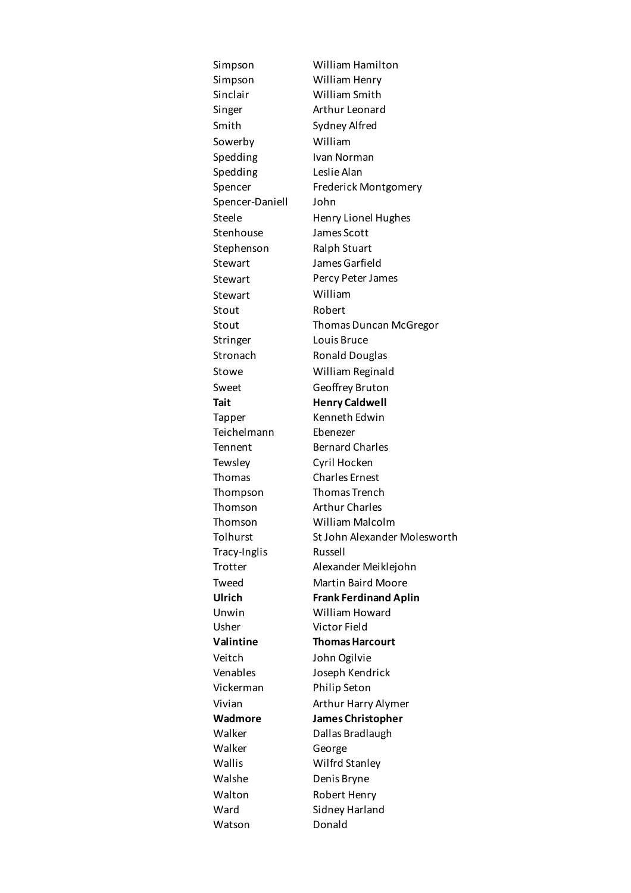| | |
|---|---|
| Simpson | William Hamilton |
| Simpson | William Henry |
| Sinclair | William Smith |
| Singer | Arthur Leonard |
| Smith | Sydney Alfred |
| Sowerby | William |
| Spedding | Ivan Norman |
| Spedding | Leslie Alan |
| Spencer | Frederick Montgomery |
| Spencer-Daniell | John |
| Steele | Henry Lionel Hughes |
| Stenhouse | James Scott |
| Stephenson | Ralph Stuart |
| Stewart | James Garfield |
| Stewart | Percy Peter James |
| Stewart | William |
| Stout | Robert |
| Stout | Thomas Duncan McGregor |
| Stringer | Louis Bruce |
| Stronach | Ronald Douglas |
| Stowe | William Reginald |
| Sweet | Geoffrey Bruton |
| **Tait** | **Henry Caldwell** |
| Tapper | Kenneth Edwin |
| Teichelmann | Ebenezer |
| Tennent | Bernard Charles |
| Tewsley | Cyril Hocken |
| Thomas | Charles Ernest |
| Thompson | Thomas Trench |
| Thomson | Arthur Charles |
| Thomson | William Malcolm |
| Tolhurst | St John Alexander Molesworth |
| Tracy-Inglis | Russell |
| Trotter | Alexander Meiklejohn |
| Tweed | Martin Baird Moore |
| **Ulrich** | **Frank Ferdinand Aplin** |
| Unwin | William Howard |
| Usher | Victor Field |
| **Valintine** | **Thomas Harcourt** |
| Veitch | John Ogilvie |
| Venables | Joseph Kendrick |
| Vickerman | Philip Seton |
| Vivian | Arthur Harry Alymer |
| **Wadmore** | **James Christopher** |
| Walker | Dallas Bradlaugh |
| Walker | George |
| Wallis | Wilfrd Stanley |
| Walshe | Denis Bryne |
| Walton | Robert Henry |
| Ward | Sidney Harland |
| Watson | Donald |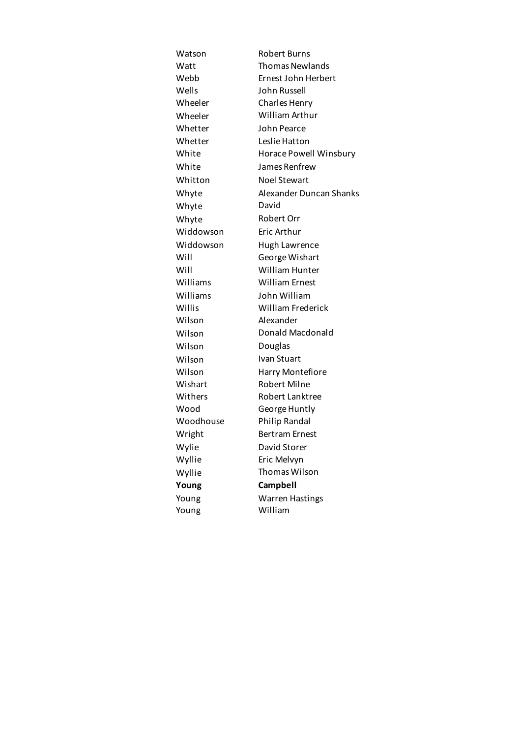| | |
|---|---|
| Watson | Robert Burns |
| Watt | Thomas Newlands |
| Webb | Ernest John Herbert |
| Wells | John Russell |
| Wheeler | Charles Henry |
| Wheeler | William Arthur |
| Whetter | John Pearce |
| Whetter | Leslie Hatton |
| White | Horace Powell Winsbury |
| White | James Renfrew |
| Whitton | Noel Stewart |
| Whyte | Alexander Duncan Shanks |
| Whyte | David |
| Whyte | Robert Orr |
| Widdowson | Eric Arthur |
| Widdowson | Hugh Lawrence |
| Will | George Wishart |
| Will | William Hunter |
| Williams | William Ernest |
| Williams | John William |
| Willis | William Frederick |
| Wilson | Alexander |
| Wilson | Donald Macdonald |
| Wilson | Douglas |
| Wilson | Ivan Stuart |
| Wilson | Harry Montefiore |
| Wishart | Robert Milne |
| Withers | Robert Lanktree |
| Wood | George Huntly |
| Woodhouse | Philip Randal |
| Wright | Bertram Ernest |
| Wylie | David Storer |
| Wyllie | Eric Melvyn |
| Wyllie | Thomas Wilson |
| **Young** | **Campbell** |
| Young | Warren Hastings |
| Young | William |